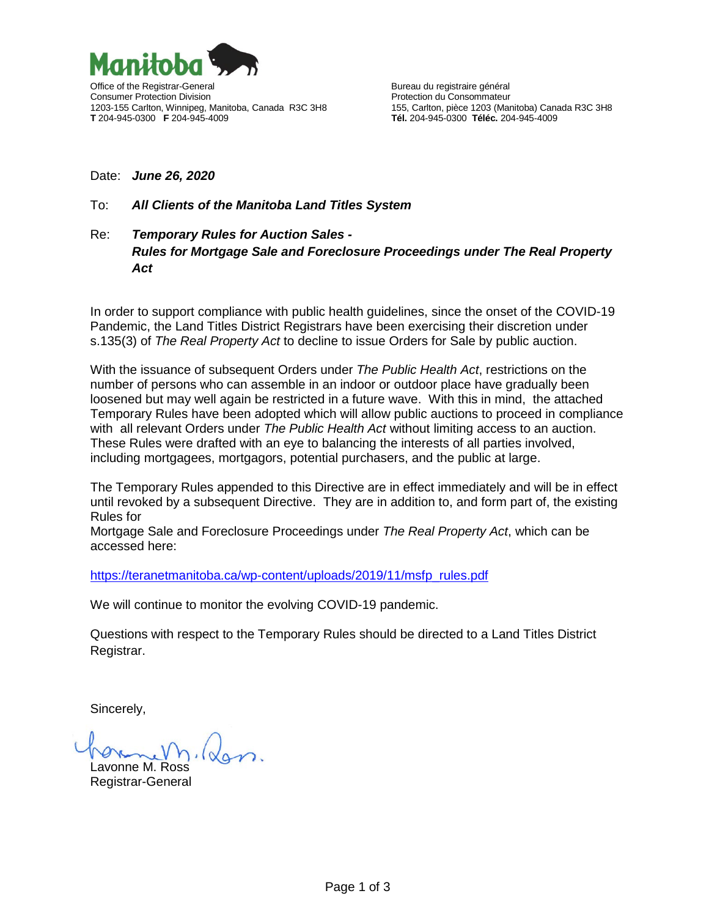Manitoba

Office of the Registrar-General
Consumer Protection Division
1203-155 Carlton, Winnipeg, Manitoba, Canada R3C 3H8
**T** 204-945-0300 **F** 204-945-4009

Bureau du registraire général
Protection du Consommateur
155, Carlton, pièce 1203 (Manitoba) Canada R3C 3H8
**Tél.** 204-945-0300 **Téléc.** 204-945-4009

Date: ***June 26, 2020***

To: ***All Clients of the Manitoba Land Titles System***

Re: ***Temporary Rules for Auction Sales - Rules for Mortgage Sale and Foreclosure Proceedings under The Real Property Act***

In order to support compliance with public health guidelines, since the onset of the COVID-19 Pandemic, the Land Titles District Registrars have been exercising their discretion under s.135(3) of *The Real Property Act* to decline to issue Orders for Sale by public auction.

With the issuance of subsequent Orders under *The Public Health Act*, restrictions on the number of persons who can assemble in an indoor or outdoor place have gradually been loosened but may well again be restricted in a future wave. With this in mind, the attached Temporary Rules have been adopted which will allow public auctions to proceed in compliance with all relevant Orders under *The Public Health Act* without limiting access to an auction. These Rules were drafted with an eye to balancing the interests of all parties involved, including mortgagees, mortgagors, potential purchasers, and the public at large.

The Temporary Rules appended to this Directive are in effect immediately and will be in effect until revoked by a subsequent Directive. They are in addition to, and form part of, the existing Rules for
Mortgage Sale and Foreclosure Proceedings under *The Real Property Act*, which can be accessed here:

https://teranetmanitoba.ca/wp-content/uploads/2019/11/msfp_rules.pdf

We will continue to monitor the evolving COVID-19 pandemic.

Questions with respect to the Temporary Rules should be directed to a Land Titles District Registrar.

Sincerely,

Lavonne M. Ross
Registrar-General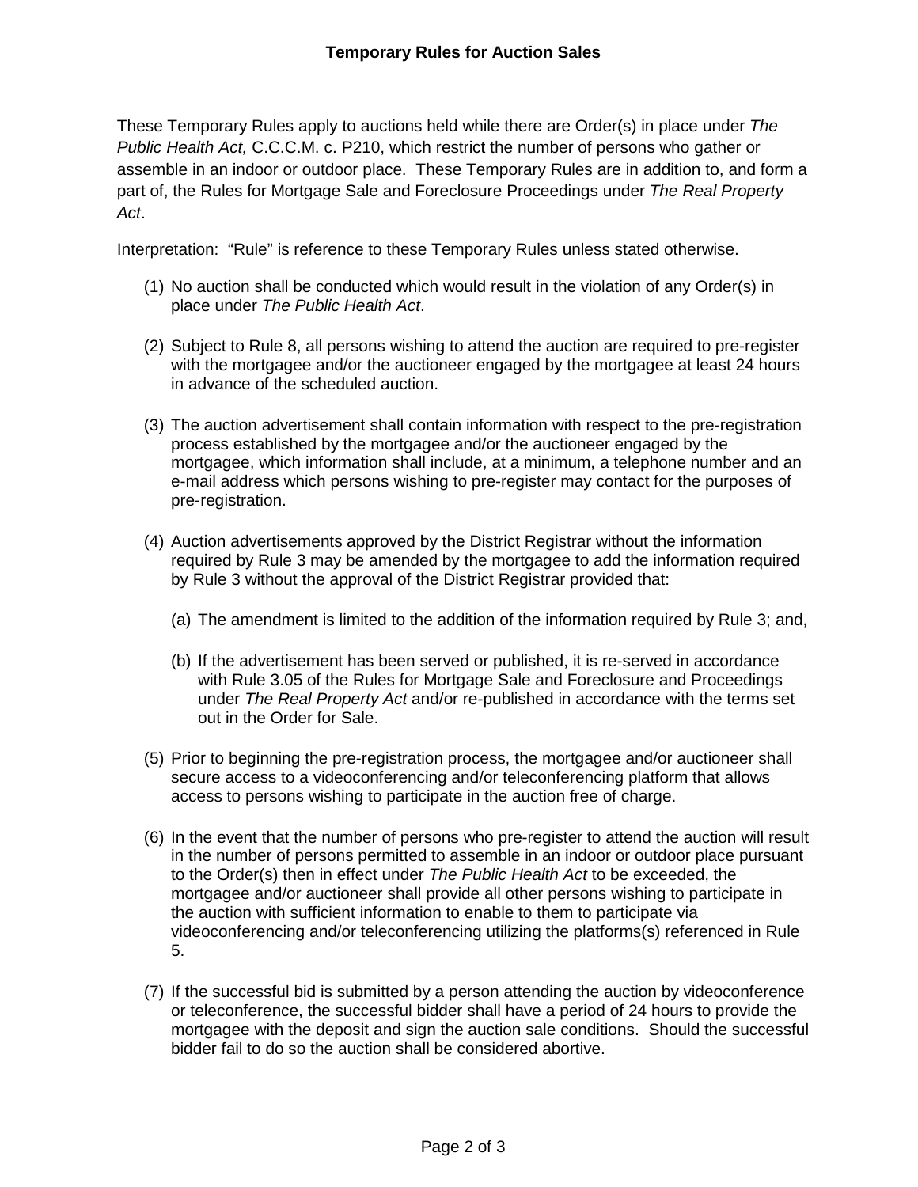## Temporary Rules for Auction Sales

These Temporary Rules apply to auctions held while there are Order(s) in place under *The Public Health Act,* C.C.C.M. c. P210, which restrict the number of persons who gather or assemble in an indoor or outdoor place. These Temporary Rules are in addition to, and form a part of, the Rules for Mortgage Sale and Foreclosure Proceedings under *The Real Property Act*.

Interpretation: "Rule" is reference to these Temporary Rules unless stated otherwise.

(1) No auction shall be conducted which would result in the violation of any Order(s) in place under *The Public Health Act*.

(2) Subject to Rule 8, all persons wishing to attend the auction are required to pre-register with the mortgagee and/or the auctioneer engaged by the mortgagee at least 24 hours in advance of the scheduled auction.

(3) The auction advertisement shall contain information with respect to the pre-registration process established by the mortgagee and/or the auctioneer engaged by the mortgagee, which information shall include, at a minimum, a telephone number and an e-mail address which persons wishing to pre-register may contact for the purposes of pre-registration.

(4) Auction advertisements approved by the District Registrar without the information required by Rule 3 may be amended by the mortgagee to add the information required by Rule 3 without the approval of the District Registrar provided that:

   (a) The amendment is limited to the addition of the information required by Rule 3; and,

   (b) If the advertisement has been served or published, it is re-served in accordance with Rule 3.05 of the Rules for Mortgage Sale and Foreclosure and Proceedings under *The Real Property Act* and/or re-published in accordance with the terms set out in the Order for Sale.

(5) Prior to beginning the pre-registration process, the mortgagee and/or auctioneer shall secure access to a videoconferencing and/or teleconferencing platform that allows access to persons wishing to participate in the auction free of charge.

(6) In the event that the number of persons who pre-register to attend the auction will result in the number of persons permitted to assemble in an indoor or outdoor place pursuant to the Order(s) then in effect under *The Public Health Act* to be exceeded, the mortgagee and/or auctioneer shall provide all other persons wishing to participate in the auction with sufficient information to enable to them to participate via videoconferencing and/or teleconferencing utilizing the platforms(s) referenced in Rule 5.

(7) If the successful bid is submitted by a person attending the auction by videoconference or teleconference, the successful bidder shall have a period of 24 hours to provide the mortgagee with the deposit and sign the auction sale conditions. Should the successful bidder fail to do so the auction shall be considered abortive.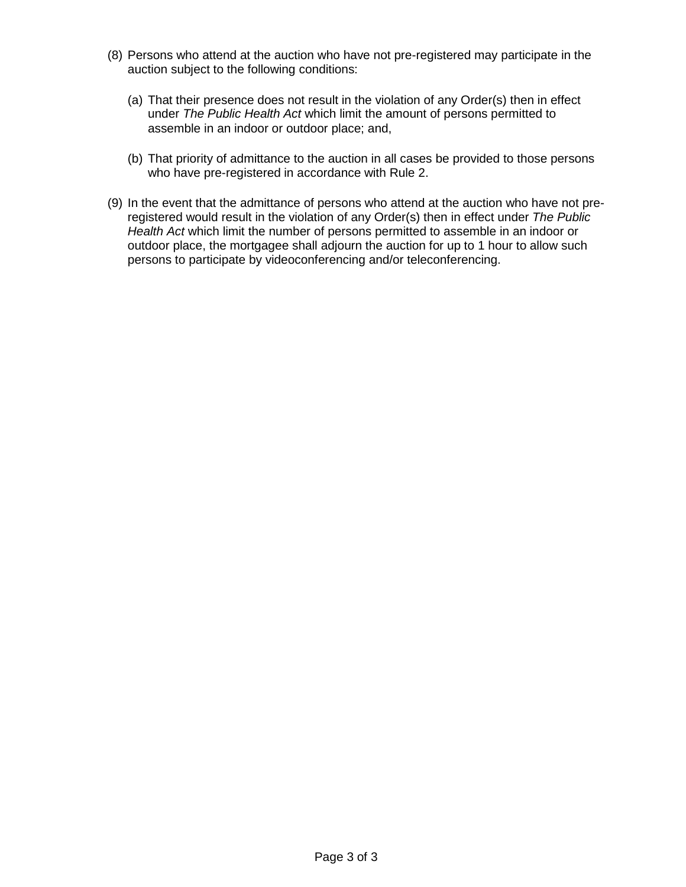(8) Persons who attend at the auction who have not pre-registered may participate in the auction subject to the following conditions:

   (a) That their presence does not result in the violation of any Order(s) then in effect under *The Public Health Act* which limit the amount of persons permitted to assemble in an indoor or outdoor place; and,

   (b) That priority of admittance to the auction in all cases be provided to those persons who have pre-registered in accordance with Rule 2.

(9) In the event that the admittance of persons who attend at the auction who have not pre-registered would result in the violation of any Order(s) then in effect under *The Public Health Act* which limit the number of persons permitted to assemble in an indoor or outdoor place, the mortgagee shall adjourn the auction for up to 1 hour to allow such persons to participate by videoconferencing and/or teleconferencing.